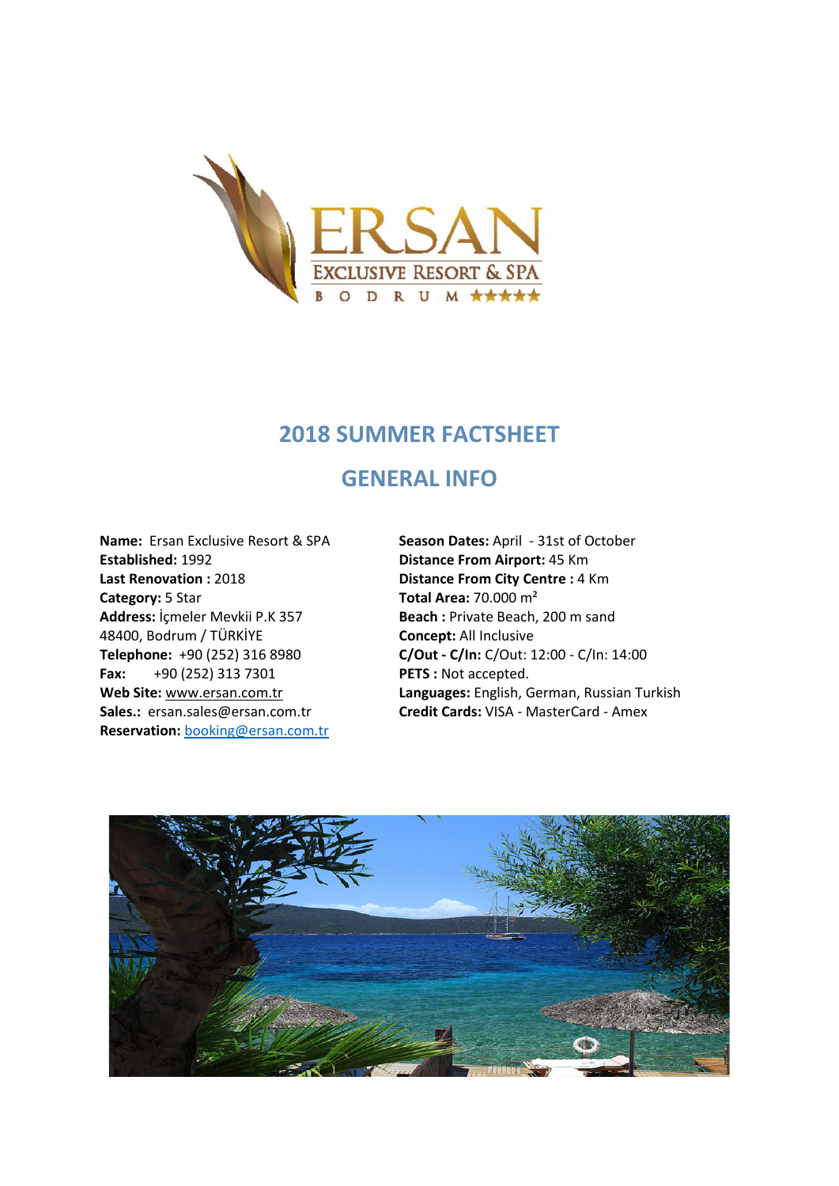# 2018 SUMMER FACTSHEET

## GENERAL INFO

**Name:** Ersan Exclusive Resort & SPA
**Established:** 1992
**Last Renovation :** 2018
**Category:** 5 Star
**Address:** İçmeler Mevkii P.K 357 48400, Bodrum / TÜRKİYE
**Telephone:** +90 (252) 316 8980
**Fax:** +90 (252) 313 7301
**Web Site:** www.ersan.com.tr
**Sales.:** ersan.sales@ersan.com.tr
**Reservation:** booking@ersan.com.tr

**Season Dates:** April - 31st of October
**Distance From Airport:** 45 Km
**Distance From City Centre :** 4 Km
**Total Area:** 70.000 m²
**Beach :** Private Beach, 200 m sand
**Concept:** All Inclusive
**C/Out - C/In:** C/Out: 12:00 - C/In: 14:00
**PETS :** Not accepted.
**Languages:** English, German, Russian Turkish
**Credit Cards:** VISA - MasterCard - Amex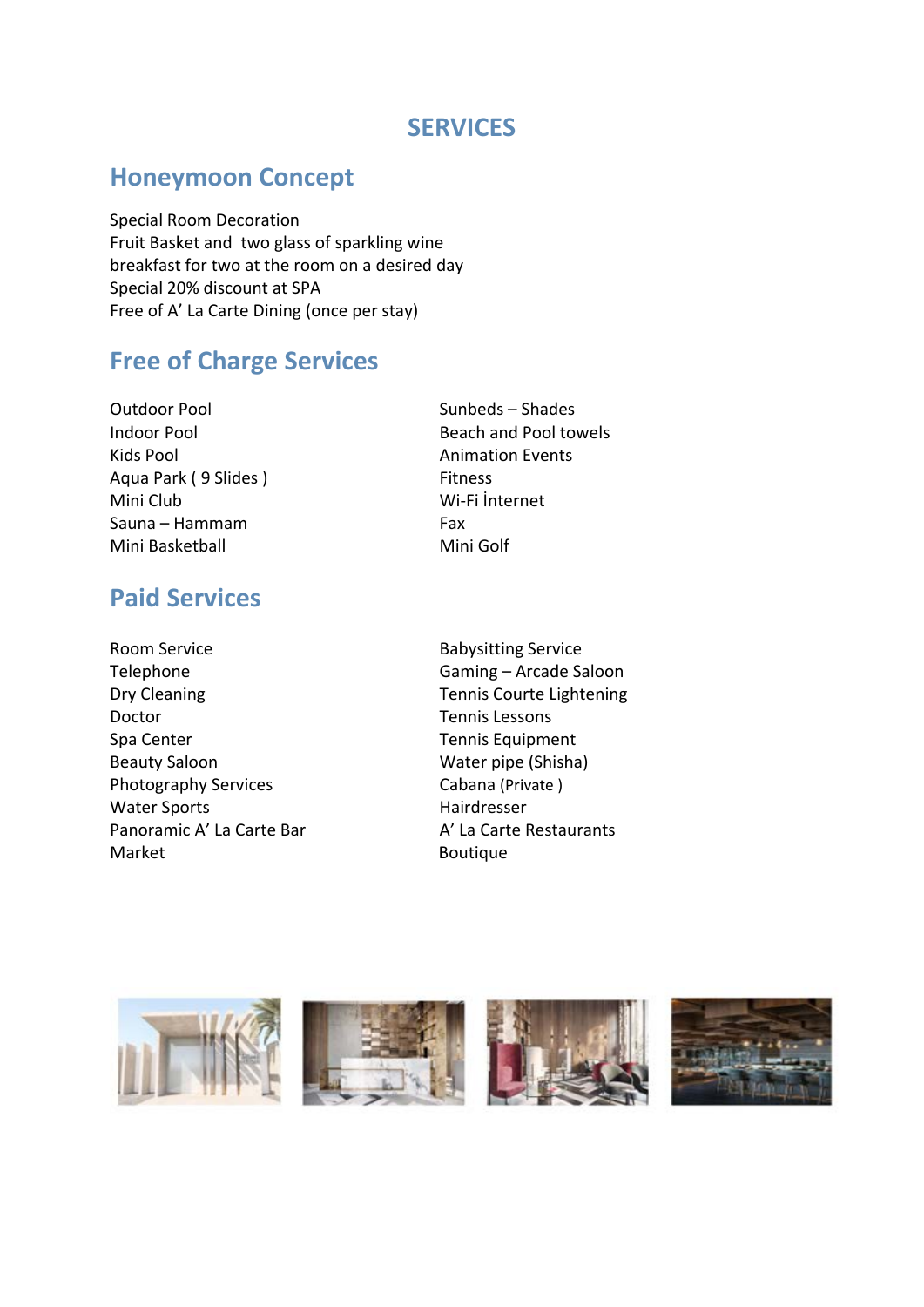# SERVICES

## Honeymoon Concept

Special Room Decoration
Fruit Basket and two glass of sparkling wine
breakfast for two at the room on a desired day
Special 20% discount at SPA
Free of A' La Carte Dining (once per stay)

## Free of Charge Services

Outdoor Pool
Indoor Pool
Kids Pool
Aqua Park ( 9 Slides )
Mini Club
Sauna – Hammam
Mini Basketball
Sunbeds – Shades
Beach and Pool towels
Animation Events
Fitness
Wi-Fi İnternet
Fax
Mini Golf

## Paid Services

Room Service
Telephone
Dry Cleaning
Doctor
Spa Center
Beauty Saloon
Photography Services
Water Sports
Panoramic A' La Carte Bar
Market
Babysitting Service
Gaming – Arcade Saloon
Tennis Courte Lightening
Tennis Lessons
Tennis Equipment
Water pipe (Shisha)
Cabana (Private )
Hairdresser
A' La Carte Restaurants
Boutique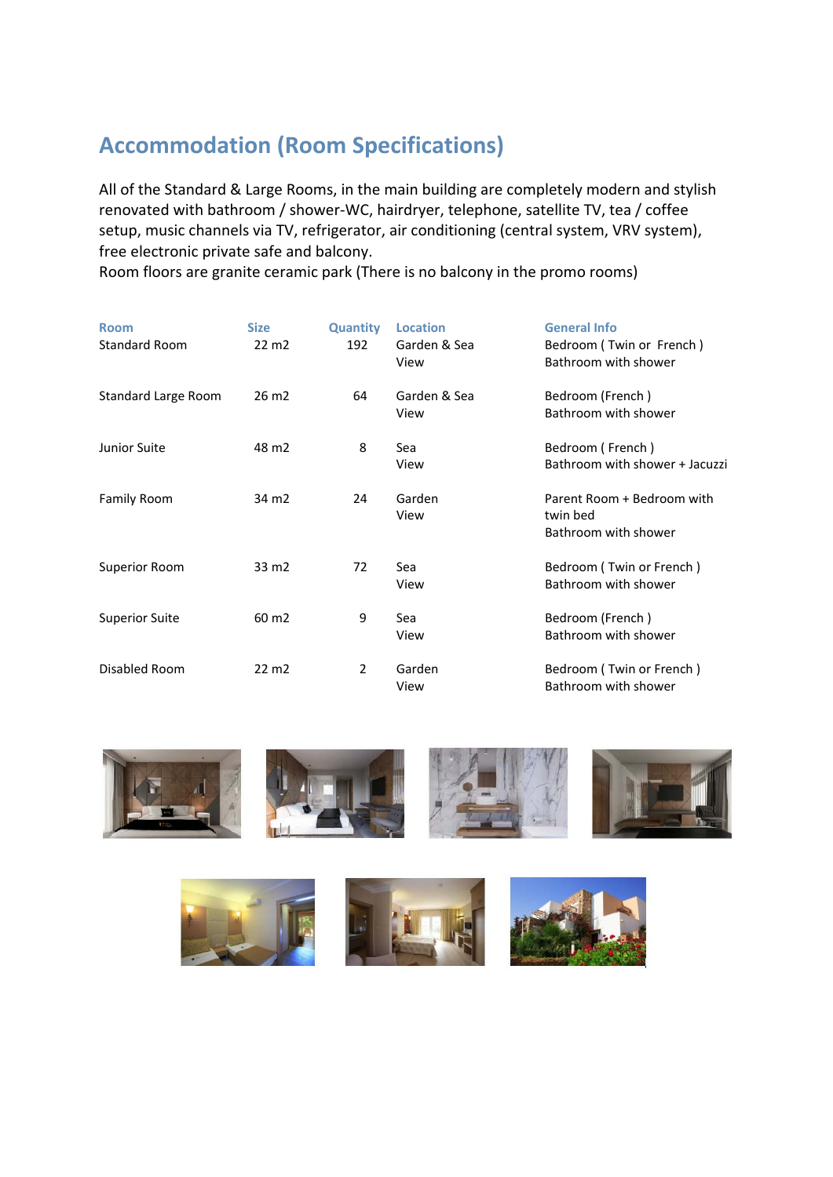## Accommodation (Room Specifications)

All of the Standard & Large Rooms, in the main building are completely modern and stylish renovated with bathroom / shower-WC, hairdryer, telephone, satellite TV, tea / coffee setup, music channels via TV, refrigerator, air conditioning (central system, VRV system), free electronic private safe and balcony.
Room floors are granite ceramic park (There is no balcony in the promo rooms)

| Room | Size | Quantity | Location | General Info |
|---|---|---|---|---|
| Standard Room | 22 m2 | 192 | Garden & Sea View | Bedroom ( Twin or French ) Bathroom with shower |
| Standard Large Room | 26 m2 | 64 | Garden & Sea View | Bedroom (French ) Bathroom with shower |
| Junior Suite | 48 m2 | 8 | Sea View | Bedroom ( French ) Bathroom with shower + Jacuzzi |
| Family Room | 34 m2 | 24 | Garden View | Parent Room + Bedroom with twin bed Bathroom with shower |
| Superior Room | 33 m2 | 72 | Sea View | Bedroom ( Twin or French ) Bathroom with shower |
| Superior Suite | 60 m2 | 9 | Sea View | Bedroom (French ) Bathroom with shower |
| Disabled Room | 22 m2 | 2 | Garden View | Bedroom ( Twin or French ) Bathroom with shower |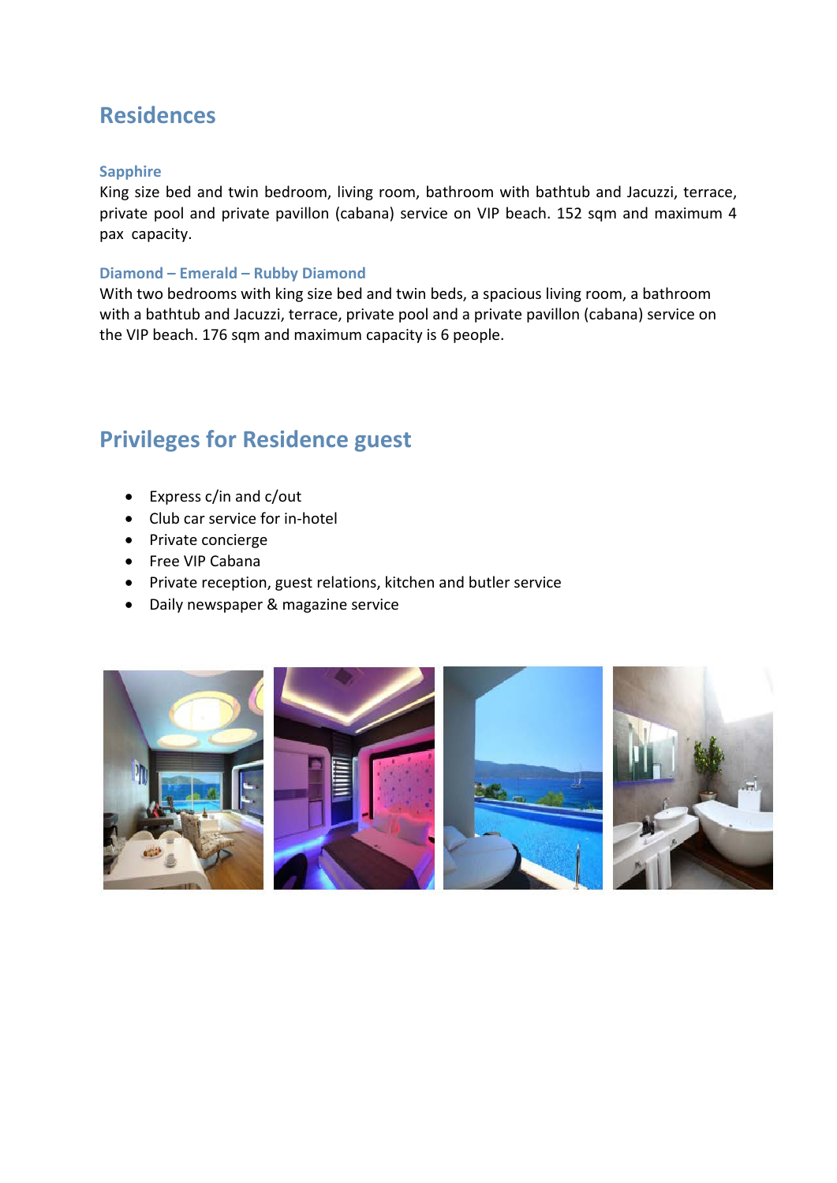## Residences

### Sapphire

King size bed and twin bedroom, living room, bathroom with bathtub and Jacuzzi, terrace, private pool and private pavillon (cabana) service on VIP beach. 152 sqm and maximum 4 pax capacity.

### Diamond – Emerald – Rubby Diamond

With two bedrooms with king size bed and twin beds, a spacious living room, a bathroom with a bathtub and Jacuzzi, terrace, private pool and a private pavillon (cabana) service on the VIP beach. 176 sqm and maximum capacity is 6 people.

## Privileges for Residence guest

- Express c/in and c/out
- Club car service for in-hotel
- Private concierge
- Free VIP Cabana
- Private reception, guest relations, kitchen and butler service
- Daily newspaper & magazine service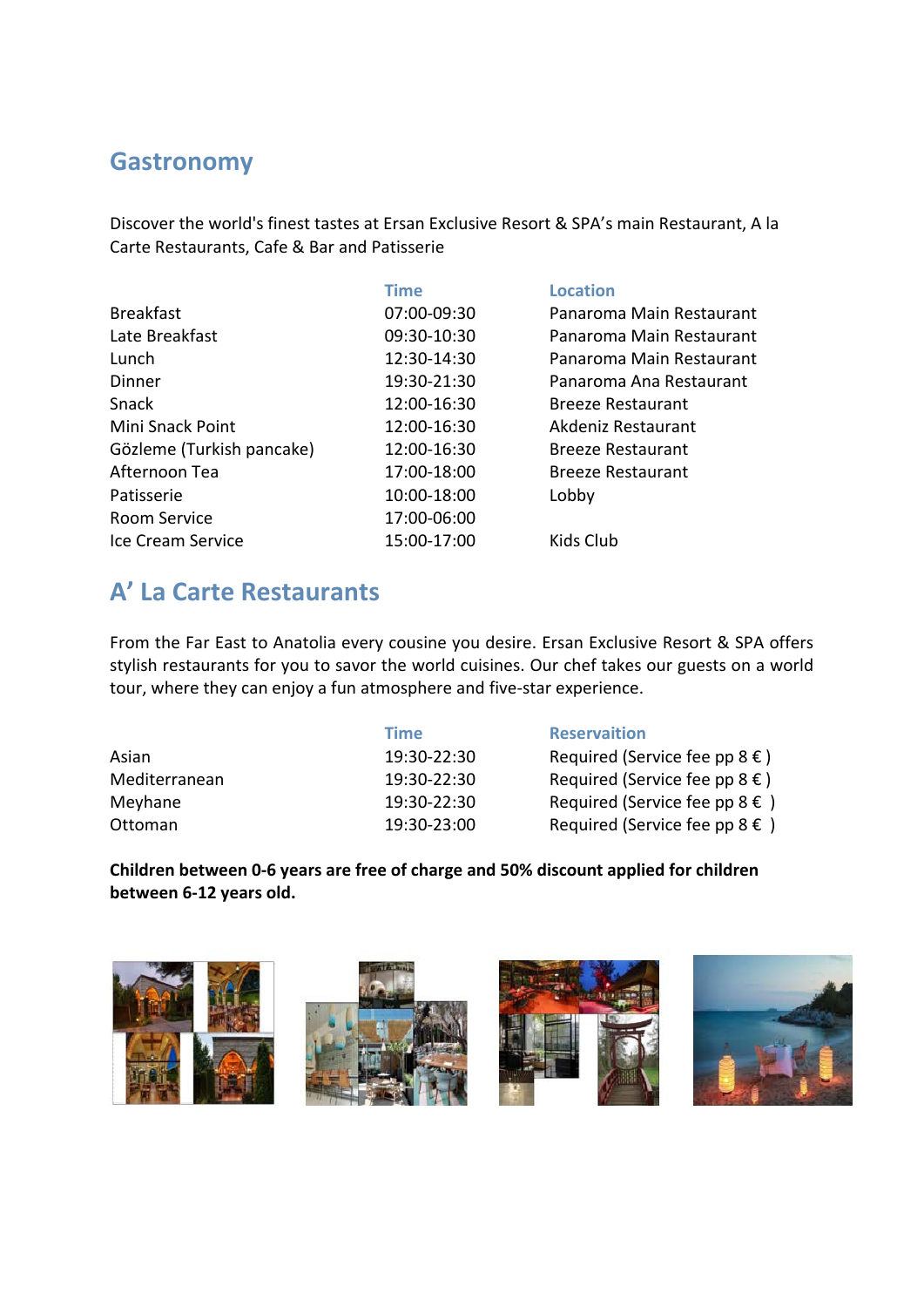## Gastronomy

Discover the world's finest tastes at Ersan Exclusive Resort & SPA's main Restaurant, A la Carte Restaurants, Cafe & Bar and Patisserie

| | Time | Location |
|---|---|---|
| Breakfast | 07:00-09:30 | Panaroma Main Restaurant |
| Late Breakfast | 09:30-10:30 | Panaroma Main Restaurant |
| Lunch | 12:30-14:30 | Panaroma Main Restaurant |
| Dinner | 19:30-21:30 | Panaroma Ana Restaurant |
| Snack | 12:00-16:30 | Breeze Restaurant |
| Mini Snack Point | 12:00-16:30 | Akdeniz Restaurant |
| Gözleme (Turkish pancake) | 12:00-16:30 | Breeze Restaurant |
| Afternoon Tea | 17:00-18:00 | Breeze Restaurant |
| Patisserie | 10:00-18:00 | Lobby |
| Room Service | 17:00-06:00 | |
| Ice Cream Service | 15:00-17:00 | Kids Club |

## A' La Carte Restaurants

From the Far East to Anatolia every cousine you desire. Ersan Exclusive Resort & SPA offers stylish restaurants for you to savor the world cuisines. Our chef takes our guests on a world tour, where they can enjoy a fun atmosphere and five-star experience.

| | Time | Reservaition |
|---|---|---|
| Asian | 19:30-22:30 | Required (Service fee pp 8 € ) |
| Mediterranean | 19:30-22:30 | Required (Service fee pp 8 € ) |
| Meyhane | 19:30-22:30 | Required (Service fee pp 8 € ) |
| Ottoman | 19:30-23:00 | Required (Service fee pp 8 € ) |

**Children between 0-6 years are free of charge and 50% discount applied for children between 6-12 years old.**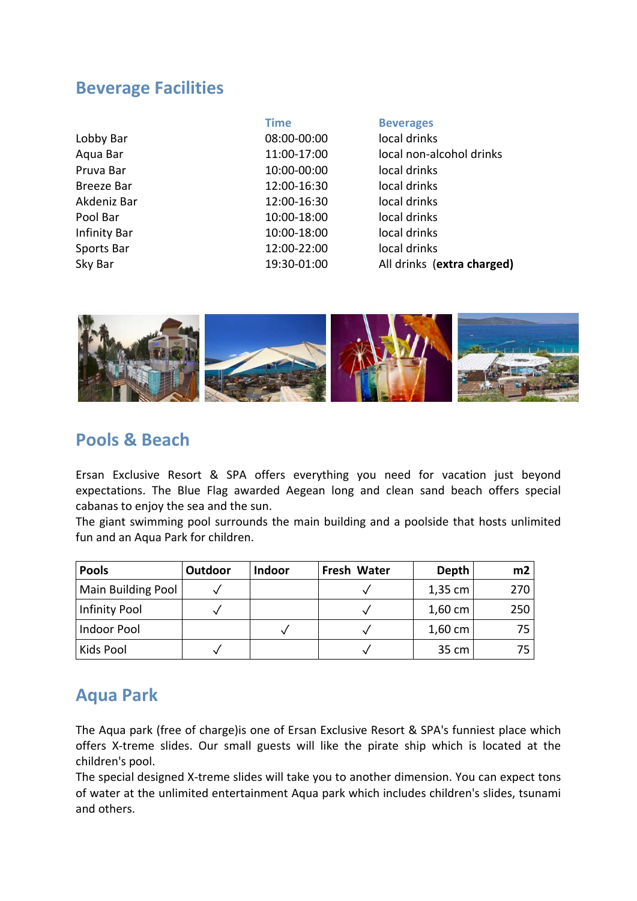## Beverage Facilities

| | Time | Beverages |
|---|---|---|
| Lobby Bar | 08:00-00:00 | local drinks |
| Aqua Bar | 11:00-17:00 | local non-alcohol drinks |
| Pruva Bar | 10:00-00:00 | local drinks |
| Breeze Bar | 12:00-16:30 | local drinks |
| Akdeniz Bar | 12:00-16:30 | local drinks |
| Pool Bar | 10:00-18:00 | local drinks |
| Infinity Bar | 10:00-18:00 | local drinks |
| Sports Bar | 12:00-22:00 | local drinks |
| Sky Bar | 19:30-01:00 | All drinks (**extra charged)** |

## Pools & Beach

Ersan Exclusive Resort & SPA offers everything you need for vacation just beyond expectations. The Blue Flag awarded Aegean long and clean sand beach offers special cabanas to enjoy the sea and the sun.
The giant swimming pool surrounds the main building and a poolside that hosts unlimited fun and an Aqua Park for children.

| Pools | Outdoor | Indoor | Fresh Water | Depth | m2 |
|---|---|---|---|---|---|
| Main Building Pool | ✓ | | ✓ | 1,35 cm | 270 |
| Infinity Pool | ✓ | | ✓ | 1,60 cm | 250 |
| Indoor Pool | | ✓ | ✓ | 1,60 cm | 75 |
| Kids Pool | ✓ | | ✓ | 35 cm | 75 |

## Aqua Park

The Aqua park (free of charge)is one of Ersan Exclusive Resort & SPA's funniest place which offers X-treme slides. Our small guests will like the pirate ship which is located at the children's pool.
The special designed X-treme slides will take you to another dimension. You can expect tons of water at the unlimited entertainment Aqua park which includes children's slides, tsunami and others.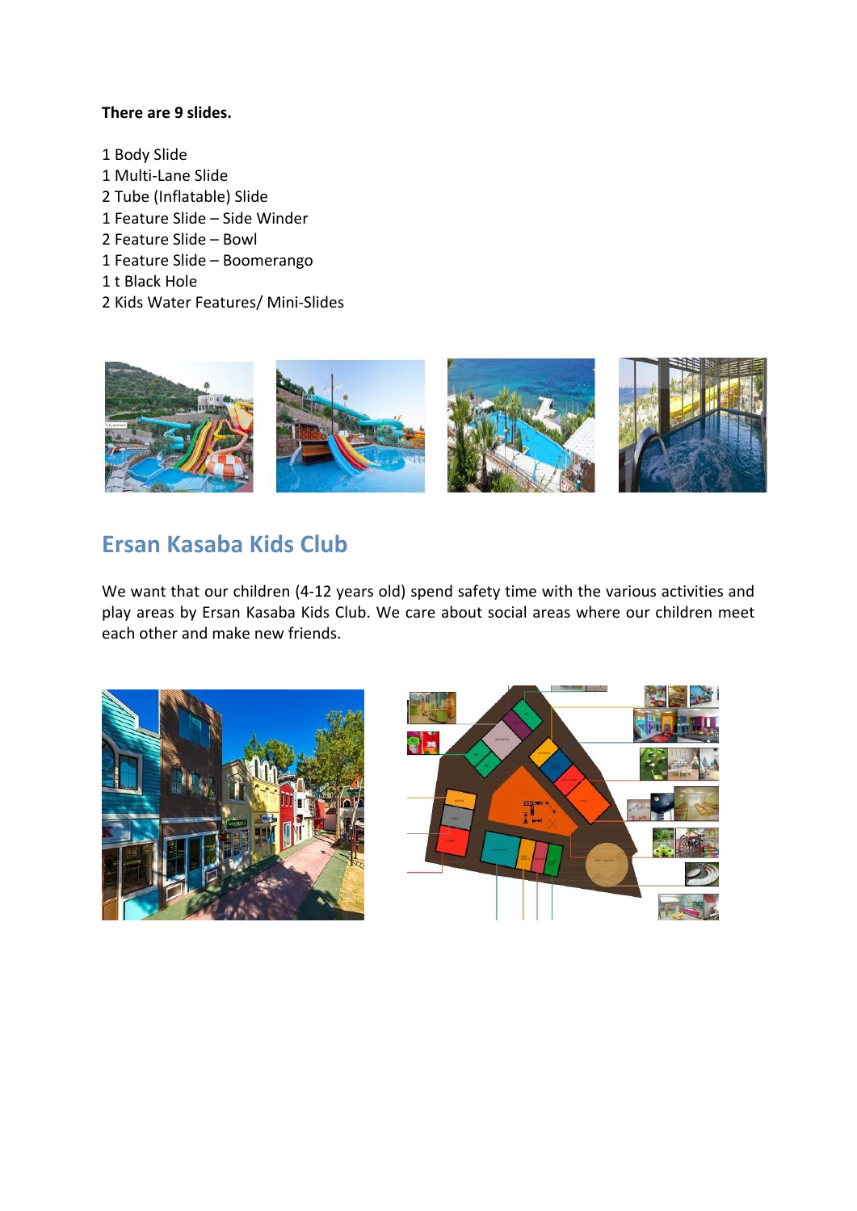**There are 9 slides.**

1 Body Slide
1 Multi-Lane Slide
2 Tube (Inflatable) Slide
1 Feature Slide – Side Winder
2 Feature Slide – Bowl
1 Feature Slide – Boomerango
1 t Black Hole
2 Kids Water Features/ Mini-Slides

## Ersan Kasaba Kids Club

We want that our children (4-12 years old) spend safety time with the various activities and play areas by Ersan Kasaba Kids Club. We care about social areas where our children meet each other and make new friends.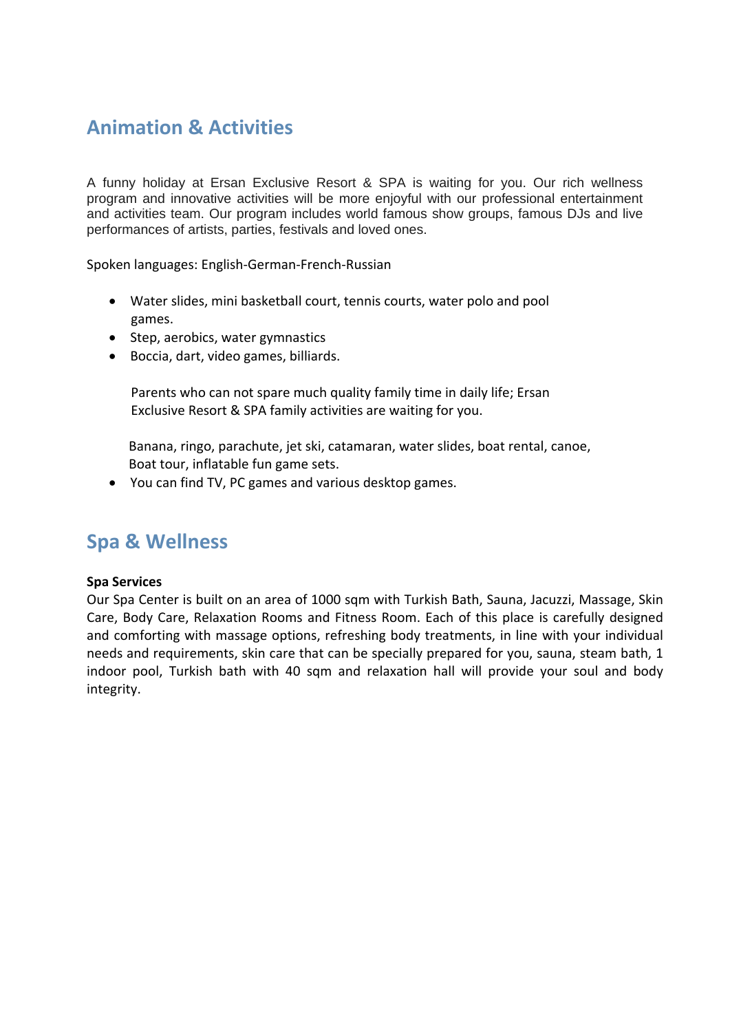## Animation & Activities

A funny holiday at Ersan Exclusive Resort & SPA is waiting for you. Our rich wellness program and innovative activities will be more enjoyful with our professional entertainment and activities team. Our program includes world famous show groups, famous DJs and live performances of artists, parties, festivals and loved ones.

Spoken languages: English-German-French-Russian

- Water slides, mini basketball court, tennis courts, water polo and pool games.
- Step, aerobics, water gymnastics
- Boccia, dart, video games, billiards.

  Parents who can not spare much quality family time in daily life; Ersan Exclusive Resort & SPA family activities are waiting for you.

  Banana, ringo, parachute, jet ski, catamaran, water slides, boat rental, canoe, Boat tour, inflatable fun game sets.
- You can find TV, PC games and various desktop games.

## Spa & Wellness

**Spa Services**
Our Spa Center is built on an area of 1000 sqm with Turkish Bath, Sauna, Jacuzzi, Massage, Skin Care, Body Care, Relaxation Rooms and Fitness Room. Each of this place is carefully designed and comforting with massage options, refreshing body treatments, in line with your individual needs and requirements, skin care that can be specially prepared for you, sauna, steam bath, 1 indoor pool, Turkish bath with 40 sqm and relaxation hall will provide your soul and body integrity.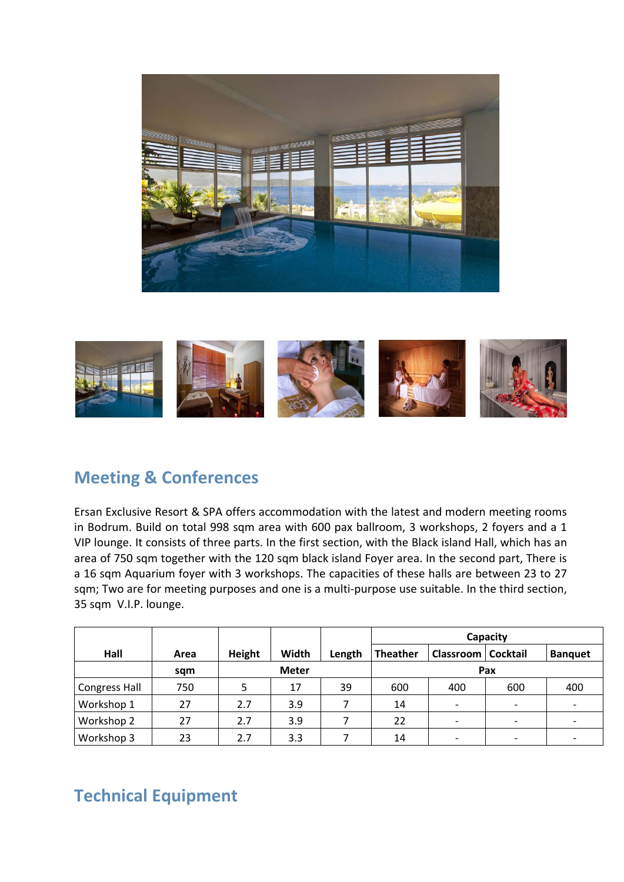## Meeting & Conferences

Ersan Exclusive Resort & SPA offers accommodation with the latest and modern meeting rooms in Bodrum. Build on total 998 sqm area with 600 pax ballroom, 3 workshops, 2 foyers and a 1 VIP lounge. It consists of three parts. In the first section, with the Black island Hall, which has an area of 750 sqm together with the 120 sqm black island Foyer area. In the second part, There is a 16 sqm Aquarium foyer with 3 workshops. The capacities of these halls are between 23 to 27 sqm; Two are for meeting purposes and one is a multi-purpose use suitable. In the third section, 35 sqm V.I.P. lounge.

| Hall | Area | Height | Width | Length | Capacity | | | |
|---|---|---|---|---|---|---|---|---|
| | | | | | Theather | Classroom | Cocktail | Banquet |
| | sqm | Meter | | | Pax | | | |
| Congress Hall | 750 | 5 | 17 | 39 | 600 | 400 | 600 | 400 |
| Workshop 1 | 27 | 2.7 | 3.9 | 7 | 14 | - | - | - |
| Workshop 2 | 27 | 2.7 | 3.9 | 7 | 22 | - | - | - |
| Workshop 3 | 23 | 2.7 | 3.3 | 7 | 14 | - | - | - |

## Technical Equipment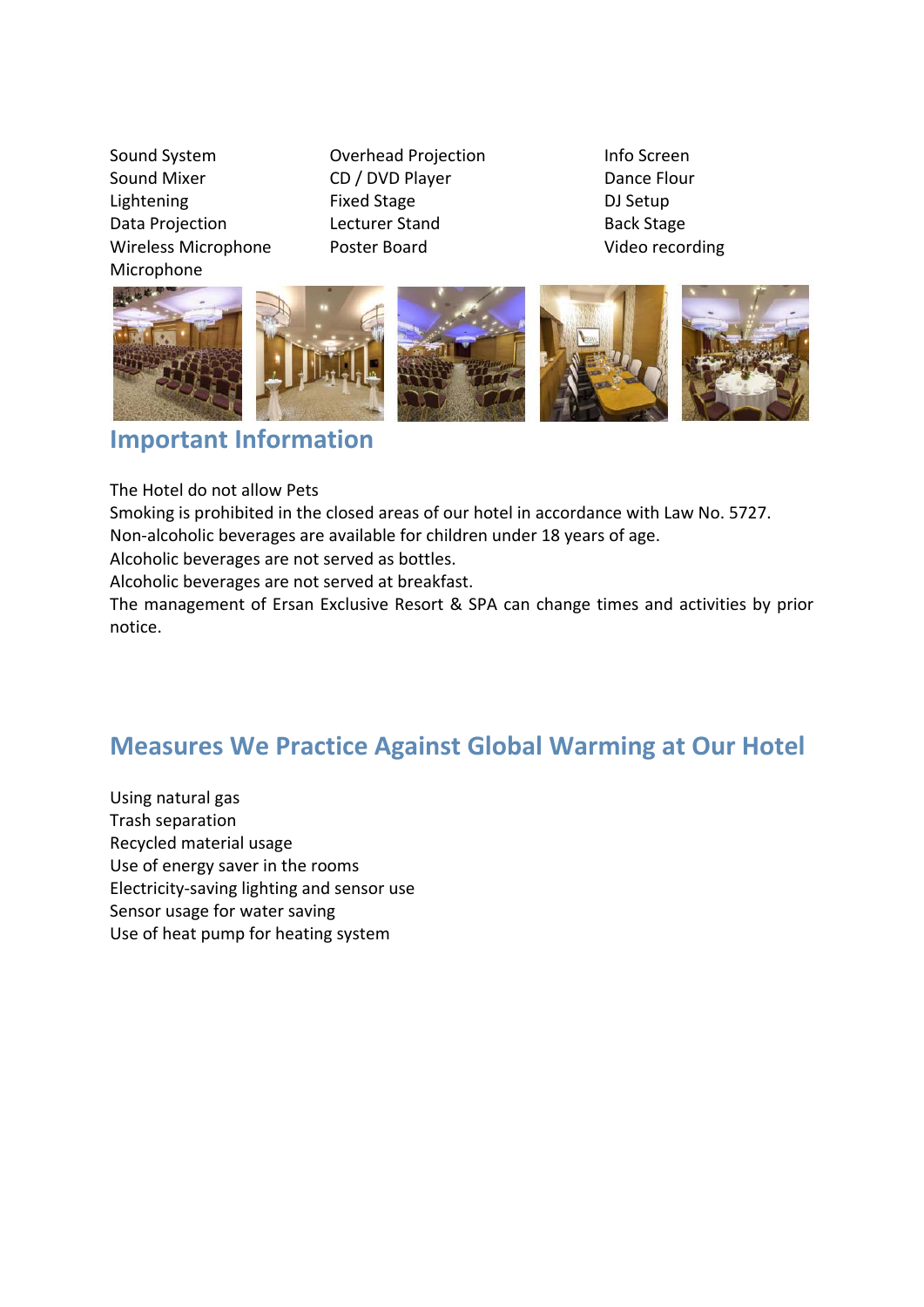Sound System
Sound Mixer
Lightening
Data Projection
Wireless Microphone
Microphone

Overhead Projection
CD / DVD Player
Fixed Stage
Lecturer Stand
Poster Board

Info Screen
Dance Flour
DJ Setup
Back Stage
Video recording

## Important Information

The Hotel do not allow Pets
Smoking is prohibited in the closed areas of our hotel in accordance with Law No. 5727.
Non-alcoholic beverages are available for children under 18 years of age.
Alcoholic beverages are not served as bottles.
Alcoholic beverages are not served at breakfast.
The management of Ersan Exclusive Resort & SPA can change times and activities by prior notice.

## Measures We Practice Against Global Warming at Our Hotel

Using natural gas
Trash separation
Recycled material usage
Use of energy saver in the rooms
Electricity-saving lighting and sensor use
Sensor usage for water saving
Use of heat pump for heating system